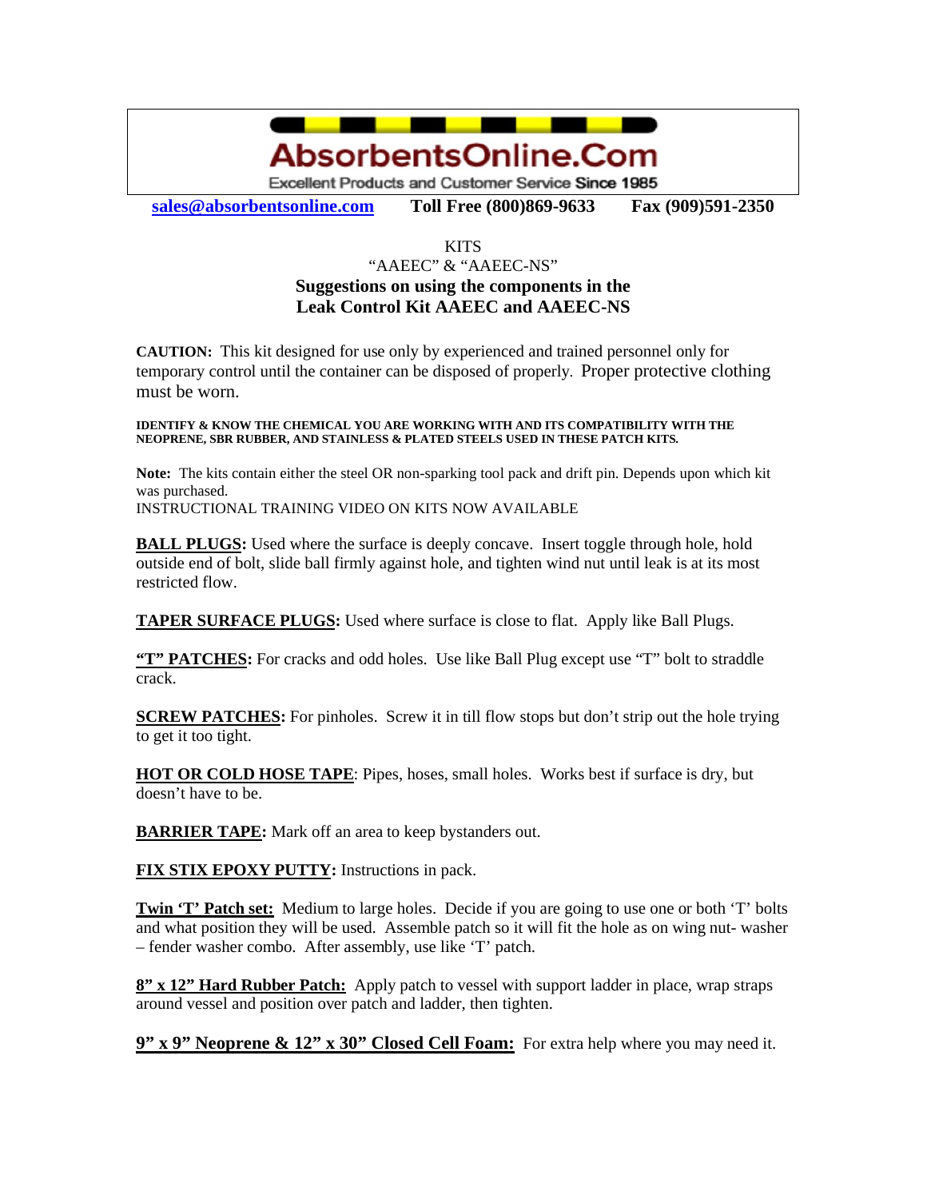# AbsorbentsOnline.Com

Excellent Products and Customer Service Since 1985

**sales@absorbentsonline.com** **Toll Free (800)869-9633** **Fax (909)591-2350**

KITS

"AAEEC" & "AAEEC-NS"

## Suggestions on using the components in the Leak Control Kit AAEEC and AAEEC-NS

**CAUTION:** This kit designed for use only by experienced and trained personnel only for temporary control until the container can be disposed of properly. Proper protective clothing must be worn.

**IDENTIFY & KNOW THE CHEMICAL YOU ARE WORKING WITH AND ITS COMPATIBILITY WITH THE NEOPRENE, SBR RUBBER, AND STAINLESS & PLATED STEELS USED IN THESE PATCH KITS.**

**Note:** The kits contain either the steel OR non-sparking tool pack and drift pin. Depends upon which kit was purchased.

INSTRUCTIONAL TRAINING VIDEO ON KITS NOW AVAILABLE

**BALL PLUGS:** Used where the surface is deeply concave. Insert toggle through hole, hold outside end of bolt, slide ball firmly against hole, and tighten wind nut until leak is at its most restricted flow.

**TAPER SURFACE PLUGS:** Used where surface is close to flat. Apply like Ball Plugs.

**"T" PATCHES:** For cracks and odd holes. Use like Ball Plug except use "T" bolt to straddle crack.

**SCREW PATCHES:** For pinholes. Screw it in till flow stops but don't strip out the hole trying to get it too tight.

**HOT OR COLD HOSE TAPE**: Pipes, hoses, small holes. Works best if surface is dry, but doesn't have to be.

**BARRIER TAPE:** Mark off an area to keep bystanders out.

**FIX STIX EPOXY PUTTY:** Instructions in pack.

**Twin 'T' Patch set:** Medium to large holes. Decide if you are going to use one or both 'T' bolts and what position they will be used. Assemble patch so it will fit the hole as on wing nut- washer – fender washer combo. After assembly, use like 'T' patch.

**8" x 12" Hard Rubber Patch:** Apply patch to vessel with support ladder in place, wrap straps around vessel and position over patch and ladder, then tighten.

**9" x 9" Neoprene & 12" x 30" Closed Cell Foam:** For extra help where you may need it.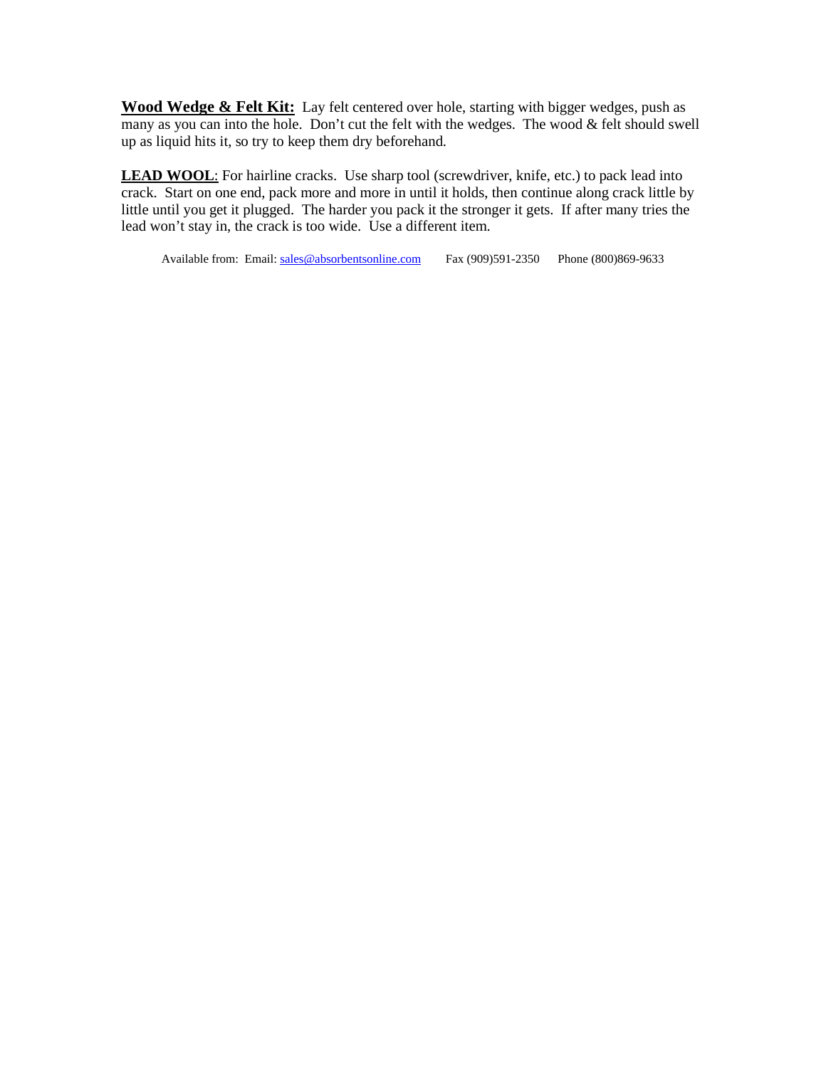**<u>Wood Wedge & Felt Kit:</u>** Lay felt centered over hole, starting with bigger wedges, push as many as you can into the hole. Don't cut the felt with the wedges. The wood & felt should swell up as liquid hits it, so try to keep them dry beforehand.

**<u>LEAD WOOL</u>**: For hairline cracks. Use sharp tool (screwdriver, knife, etc.) to pack lead into crack. Start on one end, pack more and more in until it holds, then continue along crack little by little until you get it plugged. The harder you pack it the stronger it gets. If after many tries the lead won't stay in, the crack is too wide. Use a different item.

Available from: Email: sales@absorbentsonline.com Fax (909)591-2350 Phone (800)869-9633